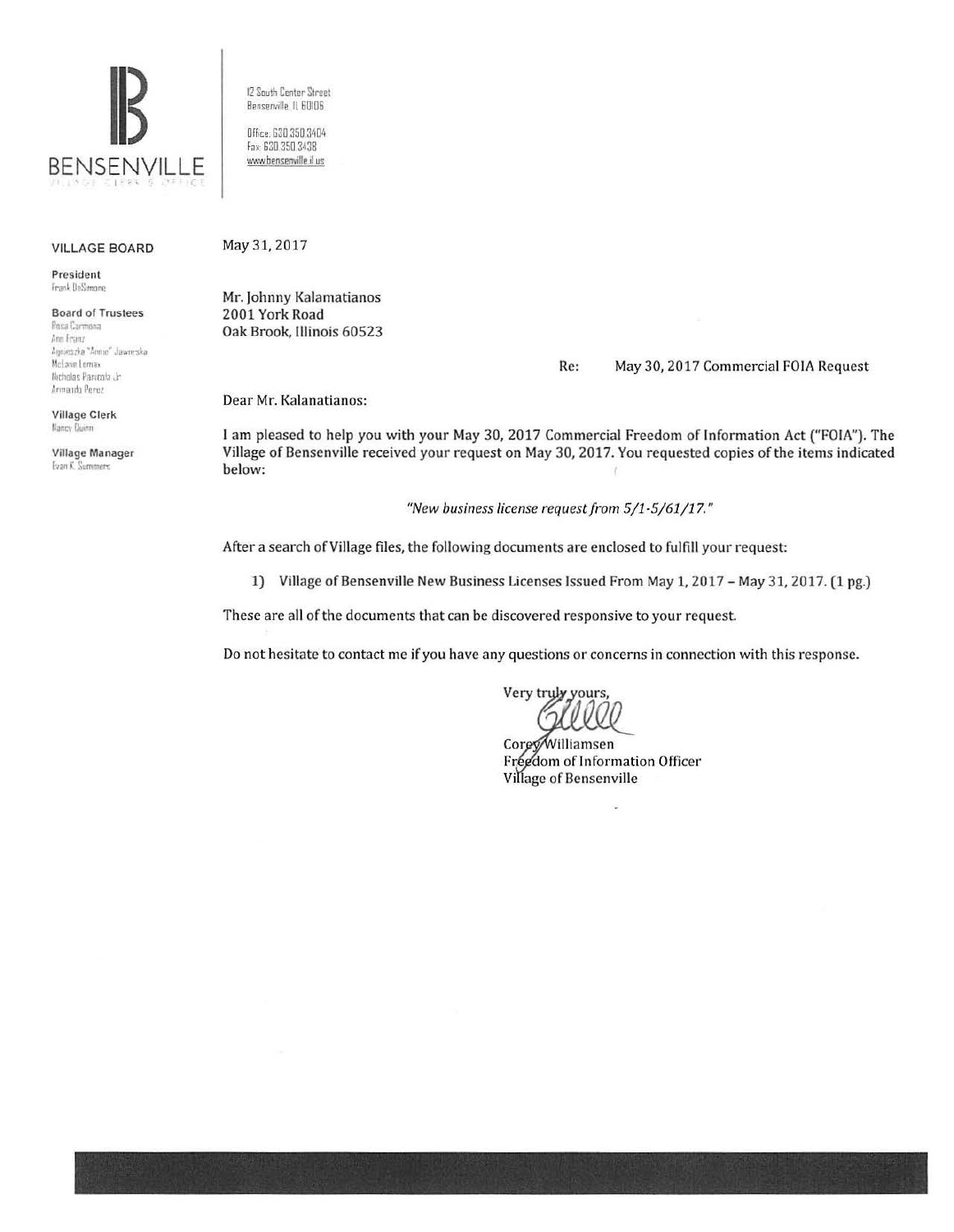BENSENVILLE
VILLAGE CLERK'S OFFICE

12 South Center Street
Bensenville, IL 60106

Office: 630.350.3404
Fax: 630.350.3438
www.bensenville.il.us

**VILLAGE BOARD**

**President**
Frank DeSimone

**Board of Trustees**
Rosa Carmona
Ann Franz
Agnieszka "Annie" Jaworska
McLane Lomax
Nicholas Panicola Jr.
Armando Perez

**Village Clerk**
Nancy Quinn

**Village Manager**
Evan K. Summers

May 31, 2017

Mr. Johnny Kalamatianos
2001 York Road
Oak Brook, Illinois 60523

Re: May 30, 2017 Commercial FOIA Request

Dear Mr. Kalanatianos:

I am pleased to help you with your May 30, 2017 Commercial Freedom of Information Act ("FOIA"). The Village of Bensenville received your request on May 30, 2017. You requested copies of the items indicated below:

*"New business license request from 5/1-5/61/17."*

After a search of Village files, the following documents are enclosed to fulfill your request:

1) Village of Bensenville New Business Licenses Issued From May 1, 2017 – May 31, 2017. (1 pg.)

These are all of the documents that can be discovered responsive to your request.

Do not hesitate to contact me if you have any questions or concerns in connection with this response.

Very truly yours,

Corey Williamsen
Freedom of Information Officer
Village of Bensenville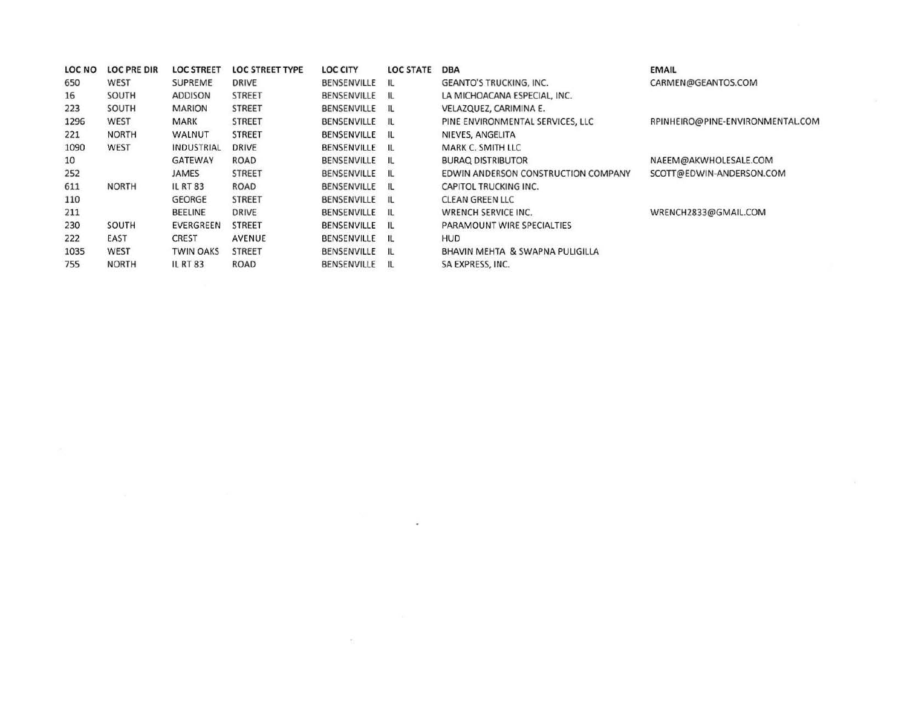| LOC NO | LOC PRE DIR | LOC STREET | LOC STREET TYPE | LOC CITY | LOC STATE | DBA | EMAIL |
|---|---|---|---|---|---|---|---|
| 650 | WEST | SUPREME | DRIVE | BENSENVILLE | IL | GEANTO'S TRUCKING, INC. | CARMEN@GEANTOS.COM |
| 16 | SOUTH | ADDISON | STREET | BENSENVILLE | IL | LA MICHOACANA ESPECIAL, INC. | |
| 223 | SOUTH | MARION | STREET | BENSENVILLE | IL | VELAZQUEZ, CARIMINA E. | |
| 1296 | WEST | MARK | STREET | BENSENVILLE | IL | PINE ENVIRONMENTAL SERVICES, LLC | RPINHEIRO@PINE-ENVIRONMENTAL.COM |
| 221 | NORTH | WALNUT | STREET | BENSENVILLE | IL | NIEVES, ANGELITA | |
| 1090 | WEST | INDUSTRIAL | DRIVE | BENSENVILLE | IL | MARK C. SMITH LLC | |
| 10 | | GATEWAY | ROAD | BENSENVILLE | IL | BURAQ DISTRIBUTOR | NAEEM@AKWHOLESALE.COM |
| 252 | | JAMES | STREET | BENSENVILLE | IL | EDWIN ANDERSON CONSTRUCTION COMPANY | SCOTT@EDWIN-ANDERSON.COM |
| 611 | NORTH | IL RT 83 | ROAD | BENSENVILLE | IL | CAPITOL TRUCKING INC. | |
| 110 | | GEORGE | STREET | BENSENVILLE | IL | CLEAN GREEN LLC | |
| 211 | | BEELINE | DRIVE | BENSENVILLE | IL | WRENCH SERVICE INC. | WRENCH2833@GMAIL.COM |
| 230 | SOUTH | EVERGREEN | STREET | BENSENVILLE | IL | PARAMOUNT WIRE SPECIALTIES | |
| 222 | EAST | CREST | AVENUE | BENSENVILLE | IL | HUD | |
| 1035 | WEST | TWIN OAKS | STREET | BENSENVILLE | IL | BHAVIN MEHTA & SWAPNA PULIGILLA | |
| 755 | NORTH | IL RT 83 | ROAD | BENSENVILLE | IL | SA EXPRESS, INC. | |